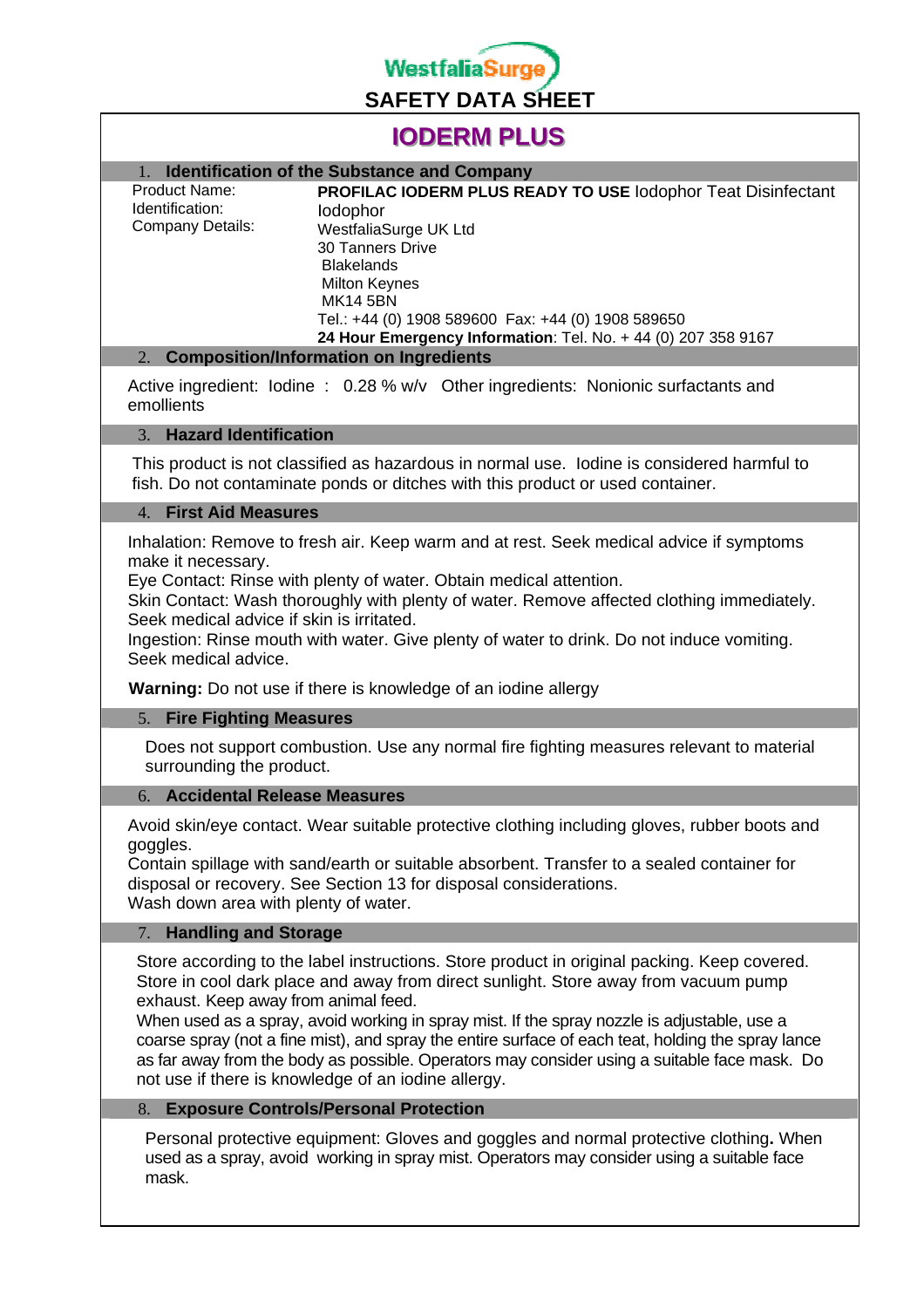WestfaliaSurge

# SAFETY DATA SHEET

# IODERM PLUS

## 1. Identification of the Substance and Company

| | |
|---|---|
| Product Name: | **PROFILAC IODERM PLUS READY TO USE** Iodophor Teat Disinfectant |
| Identification: | Iodophor |
| Company Details: | WestfaliaSurge UK Ltd<br>30 Tanners Drive<br>Blakelands<br>Milton Keynes<br>MK14 5BN<br>Tel.: +44 (0) 1908 589600 Fax: +44 (0) 1908 589650<br>**24 Hour Emergency Information**: Tel. No. + 44 (0) 207 358 9167 |

## 2. Composition/Information on Ingredients

Active ingredient: Iodine : 0.28 % w/v Other ingredients: Nonionic surfactants and emollients

## 3. Hazard Identification

This product is not classified as hazardous in normal use. Iodine is considered harmful to fish. Do not contaminate ponds or ditches with this product or used container.

## 4. First Aid Measures

Inhalation: Remove to fresh air. Keep warm and at rest. Seek medical advice if symptoms make it necessary.
Eye Contact: Rinse with plenty of water. Obtain medical attention.
Skin Contact: Wash thoroughly with plenty of water. Remove affected clothing immediately. Seek medical advice if skin is irritated.
Ingestion: Rinse mouth with water. Give plenty of water to drink. Do not induce vomiting. Seek medical advice.

**Warning:** Do not use if there is knowledge of an iodine allergy

## 5. Fire Fighting Measures

Does not support combustion. Use any normal fire fighting measures relevant to material surrounding the product.

## 6. Accidental Release Measures

Avoid skin/eye contact. Wear suitable protective clothing including gloves, rubber boots and goggles.
Contain spillage with sand/earth or suitable absorbent. Transfer to a sealed container for disposal or recovery. See Section 13 for disposal considerations.
Wash down area with plenty of water.

## 7. Handling and Storage

Store according to the label instructions. Store product in original packing. Keep covered. Store in cool dark place and away from direct sunlight. Store away from vacuum pump exhaust. Keep away from animal feed.
When used as a spray, avoid working in spray mist. If the spray nozzle is adjustable, use a coarse spray (not a fine mist), and spray the entire surface of each teat, holding the spray lance as far away from the body as possible. Operators may consider using a suitable face mask. Do not use if there is knowledge of an iodine allergy.

## 8. Exposure Controls/Personal Protection

Personal protective equipment: Gloves and goggles and normal protective clothing**.** When used as a spray, avoid working in spray mist. Operators may consider using a suitable face mask.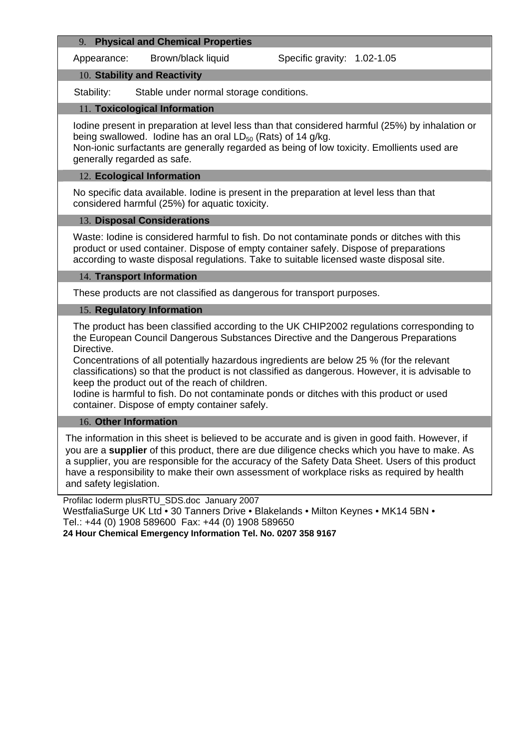## 9. Physical and Chemical Properties

Appearance: Brown/black liquid Specific gravity: 1.02-1.05

## 10. Stability and Reactivity

Stability: Stable under normal storage conditions.

## 11. Toxicological Information

Iodine present in preparation at level less than that considered harmful (25%) by inhalation or being swallowed. Iodine has an oral $LD_{50}$ (Rats) of 14 g/kg.
Non-ionic surfactants are generally regarded as being of low toxicity. Emollients used are generally regarded as safe.

## 12. Ecological Information

No specific data available. Iodine is present in the preparation at level less than that considered harmful (25%) for aquatic toxicity.

## 13. Disposal Considerations

Waste: Iodine is considered harmful to fish. Do not contaminate ponds or ditches with this product or used container. Dispose of empty container safely. Dispose of preparations according to waste disposal regulations. Take to suitable licensed waste disposal site.

## 14. Transport Information

These products are not classified as dangerous for transport purposes.

## 15. Regulatory Information

The product has been classified according to the UK CHIP2002 regulations corresponding to the European Council Dangerous Substances Directive and the Dangerous Preparations Directive.
Concentrations of all potentially hazardous ingredients are below 25 % (for the relevant classifications) so that the product is not classified as dangerous. However, it is advisable to keep the product out of the reach of children.
Iodine is harmful to fish. Do not contaminate ponds or ditches with this product or used container. Dispose of empty container safely.

## 16. Other Information

The information in this sheet is believed to be accurate and is given in good faith. However, if you are a **supplier** of this product, there are due diligence checks which you have to make. As a supplier, you are responsible for the accuracy of the Safety Data Sheet. Users of this product have a responsibility to make their own assessment of workplace risks as required by health and safety legislation.

Profilac Ioderm plusRTU_SDS.doc January 2007
WestfaliaSurge UK Ltd • 30 Tanners Drive • Blakelands • Milton Keynes • MK14 5BN •
Tel.: +44 (0) 1908 589600 Fax: +44 (0) 1908 589650
**24 Hour Chemical Emergency Information Tel. No. 0207 358 9167**